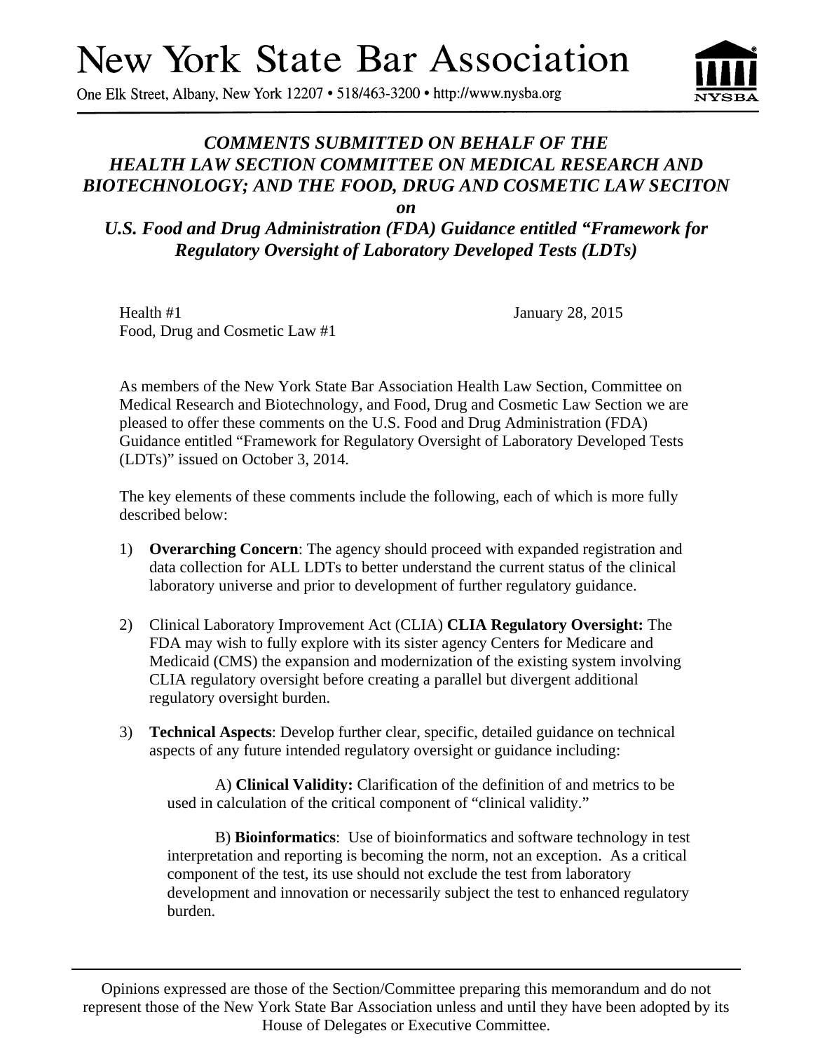# New York State Bar Association

One Elk Street, Albany, New York 12207 • 518/463-3200 • http://www.nysba.org

## *COMMENTS SUBMITTED ON BEHALF OF THE HEALTH LAW SECTION COMMITTEE ON MEDICAL RESEARCH AND BIOTECHNOLOGY; AND THE FOOD, DRUG AND COSMETIC LAW SECITON on U.S. Food and Drug Administration (FDA) Guidance entitled "Framework for Regulatory Oversight of Laboratory Developed Tests (LDTs)*

Health #1
Food, Drug and Cosmetic Law #1

January 28, 2015

As members of the New York State Bar Association Health Law Section, Committee on Medical Research and Biotechnology, and Food, Drug and Cosmetic Law Section we are pleased to offer these comments on the U.S. Food and Drug Administration (FDA) Guidance entitled "Framework for Regulatory Oversight of Laboratory Developed Tests (LDTs)" issued on October 3, 2014.

The key elements of these comments include the following, each of which is more fully described below:

1) **Overarching Concern**: The agency should proceed with expanded registration and data collection for ALL LDTs to better understand the current status of the clinical laboratory universe and prior to development of further regulatory guidance.

2) Clinical Laboratory Improvement Act (CLIA) **CLIA Regulatory Oversight:** The FDA may wish to fully explore with its sister agency Centers for Medicare and Medicaid (CMS) the expansion and modernization of the existing system involving CLIA regulatory oversight before creating a parallel but divergent additional regulatory oversight burden.

3) **Technical Aspects**: Develop further clear, specific, detailed guidance on technical aspects of any future intended regulatory oversight or guidance including:

   A) **Clinical Validity:** Clarification of the definition of and metrics to be used in calculation of the critical component of "clinical validity."

   B) **Bioinformatics**: Use of bioinformatics and software technology in test interpretation and reporting is becoming the norm, not an exception. As a critical component of the test, its use should not exclude the test from laboratory development and innovation or necessarily subject the test to enhanced regulatory burden.

Opinions expressed are those of the Section/Committee preparing this memorandum and do not represent those of the New York State Bar Association unless and until they have been adopted by its House of Delegates or Executive Committee.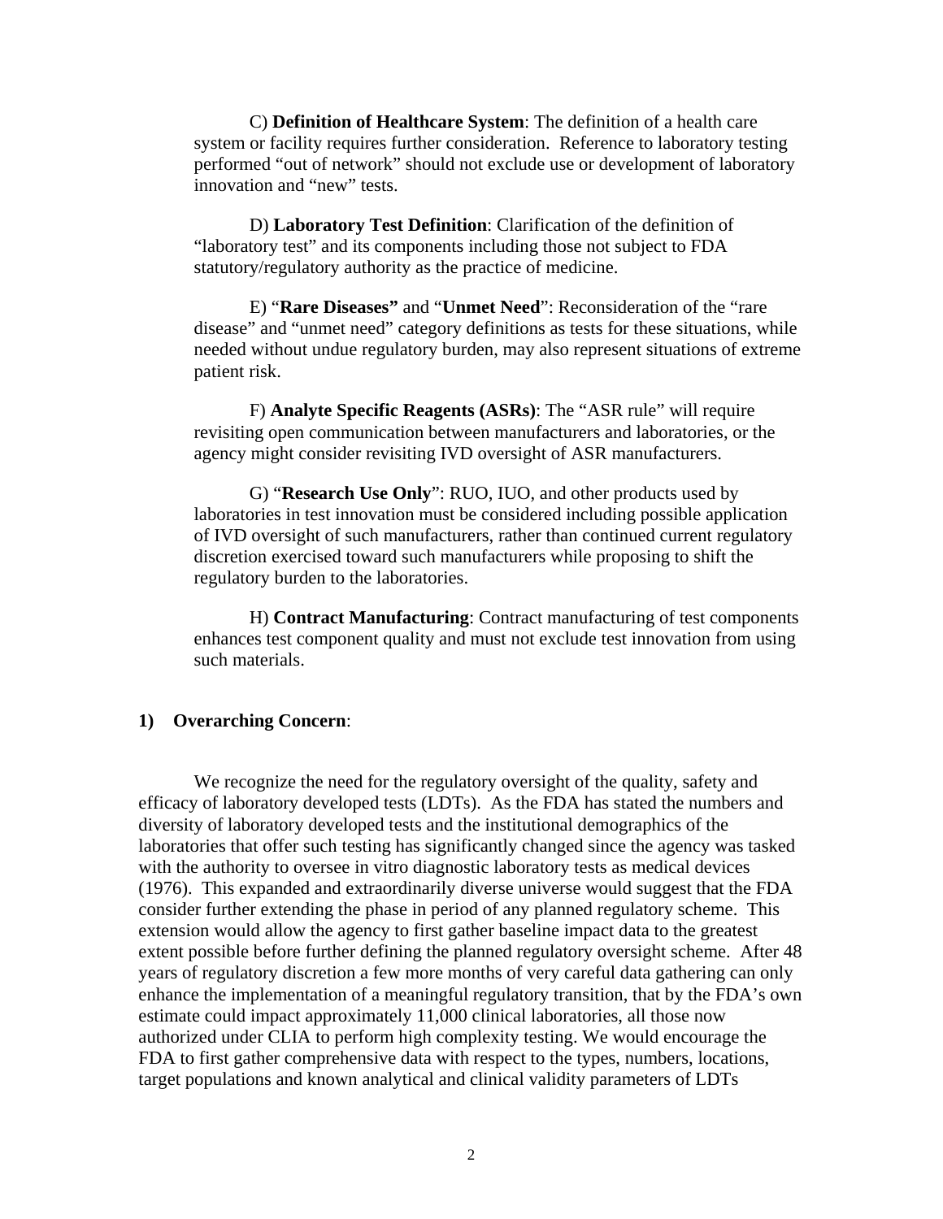C) **Definition of Healthcare System**: The definition of a health care system or facility requires further consideration. Reference to laboratory testing performed "out of network" should not exclude use or development of laboratory innovation and "new" tests.

D) **Laboratory Test Definition**: Clarification of the definition of "laboratory test" and its components including those not subject to FDA statutory/regulatory authority as the practice of medicine.

E) "**Rare Diseases"** and "**Unmet Need**": Reconsideration of the "rare disease" and "unmet need" category definitions as tests for these situations, while needed without undue regulatory burden, may also represent situations of extreme patient risk.

F) **Analyte Specific Reagents (ASRs)**: The "ASR rule" will require revisiting open communication between manufacturers and laboratories, or the agency might consider revisiting IVD oversight of ASR manufacturers.

G) "**Research Use Only**": RUO, IUO, and other products used by laboratories in test innovation must be considered including possible application of IVD oversight of such manufacturers, rather than continued current regulatory discretion exercised toward such manufacturers while proposing to shift the regulatory burden to the laboratories.

H) **Contract Manufacturing**: Contract manufacturing of test components enhances test component quality and must not exclude test innovation from using such materials.

## 1) Overarching Concern:

We recognize the need for the regulatory oversight of the quality, safety and efficacy of laboratory developed tests (LDTs). As the FDA has stated the numbers and diversity of laboratory developed tests and the institutional demographics of the laboratories that offer such testing has significantly changed since the agency was tasked with the authority to oversee in vitro diagnostic laboratory tests as medical devices (1976). This expanded and extraordinarily diverse universe would suggest that the FDA consider further extending the phase in period of any planned regulatory scheme. This extension would allow the agency to first gather baseline impact data to the greatest extent possible before further defining the planned regulatory oversight scheme. After 48 years of regulatory discretion a few more months of very careful data gathering can only enhance the implementation of a meaningful regulatory transition, that by the FDA's own estimate could impact approximately 11,000 clinical laboratories, all those now authorized under CLIA to perform high complexity testing. We would encourage the FDA to first gather comprehensive data with respect to the types, numbers, locations, target populations and known analytical and clinical validity parameters of LDTs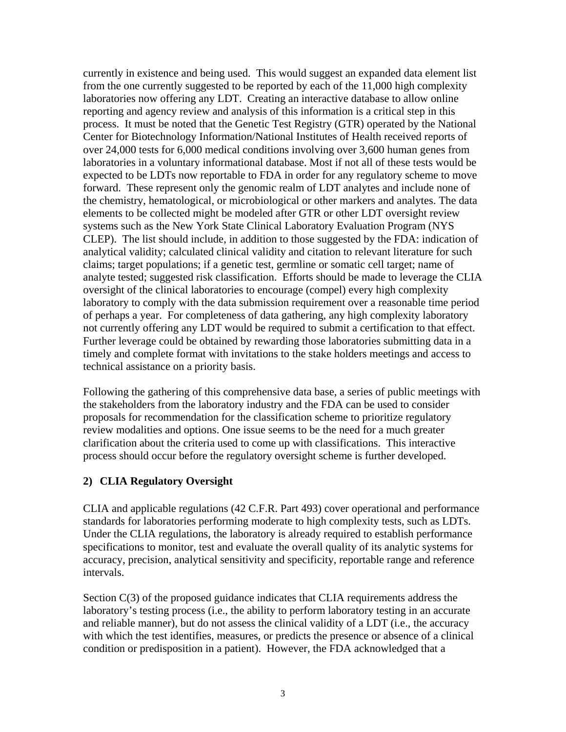currently in existence and being used. This would suggest an expanded data element list from the one currently suggested to be reported by each of the 11,000 high complexity laboratories now offering any LDT. Creating an interactive database to allow online reporting and agency review and analysis of this information is a critical step in this process. It must be noted that the Genetic Test Registry (GTR) operated by the National Center for Biotechnology Information/National Institutes of Health received reports of over 24,000 tests for 6,000 medical conditions involving over 3,600 human genes from laboratories in a voluntary informational database. Most if not all of these tests would be expected to be LDTs now reportable to FDA in order for any regulatory scheme to move forward. These represent only the genomic realm of LDT analytes and include none of the chemistry, hematological, or microbiological or other markers and analytes. The data elements to be collected might be modeled after GTR or other LDT oversight review systems such as the New York State Clinical Laboratory Evaluation Program (NYS CLEP). The list should include, in addition to those suggested by the FDA: indication of analytical validity; calculated clinical validity and citation to relevant literature for such claims; target populations; if a genetic test, germline or somatic cell target; name of analyte tested; suggested risk classification. Efforts should be made to leverage the CLIA oversight of the clinical laboratories to encourage (compel) every high complexity laboratory to comply with the data submission requirement over a reasonable time period of perhaps a year. For completeness of data gathering, any high complexity laboratory not currently offering any LDT would be required to submit a certification to that effect. Further leverage could be obtained by rewarding those laboratories submitting data in a timely and complete format with invitations to the stake holders meetings and access to technical assistance on a priority basis.

Following the gathering of this comprehensive data base, a series of public meetings with the stakeholders from the laboratory industry and the FDA can be used to consider proposals for recommendation for the classification scheme to prioritize regulatory review modalities and options. One issue seems to be the need for a much greater clarification about the criteria used to come up with classifications. This interactive process should occur before the regulatory oversight scheme is further developed.

**2) CLIA Regulatory Oversight**

CLIA and applicable regulations (42 C.F.R. Part 493) cover operational and performance standards for laboratories performing moderate to high complexity tests, such as LDTs. Under the CLIA regulations, the laboratory is already required to establish performance specifications to monitor, test and evaluate the overall quality of its analytic systems for accuracy, precision, analytical sensitivity and specificity, reportable range and reference intervals.

Section C(3) of the proposed guidance indicates that CLIA requirements address the laboratory's testing process (i.e., the ability to perform laboratory testing in an accurate and reliable manner), but do not assess the clinical validity of a LDT (i.e., the accuracy with which the test identifies, measures, or predicts the presence or absence of a clinical condition or predisposition in a patient). However, the FDA acknowledged that a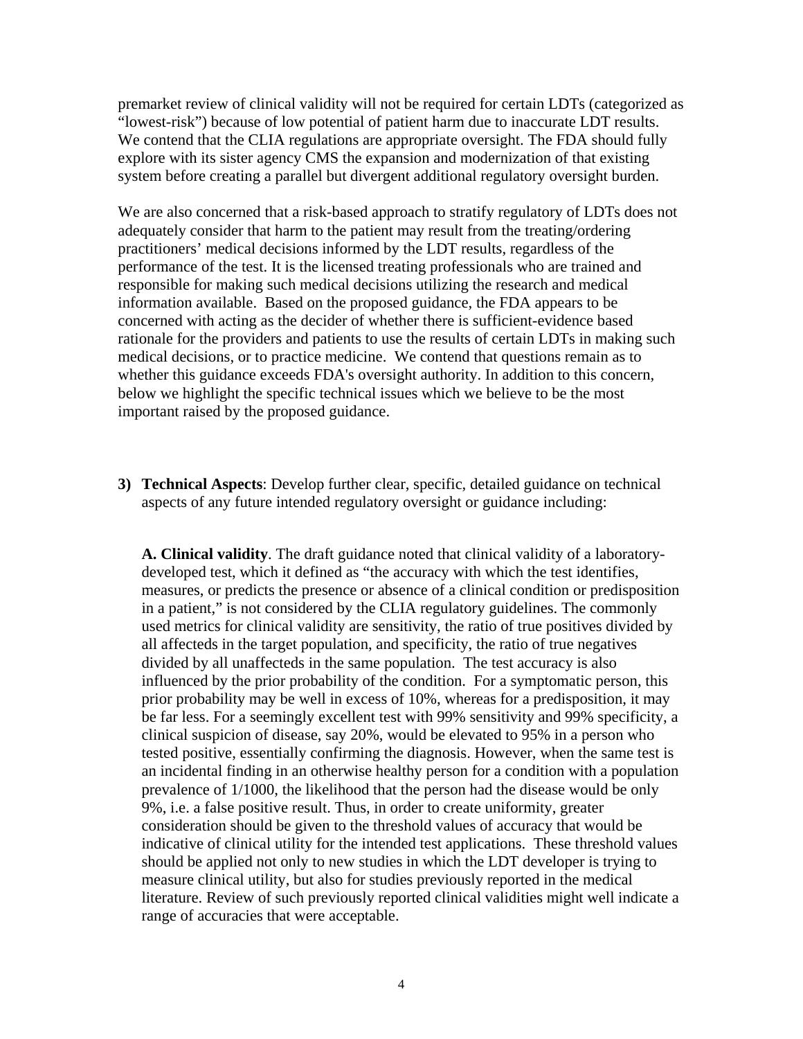premarket review of clinical validity will not be required for certain LDTs (categorized as "lowest-risk") because of low potential of patient harm due to inaccurate LDT results. We contend that the CLIA regulations are appropriate oversight. The FDA should fully explore with its sister agency CMS the expansion and modernization of that existing system before creating a parallel but divergent additional regulatory oversight burden.

We are also concerned that a risk-based approach to stratify regulatory of LDTs does not adequately consider that harm to the patient may result from the treating/ordering practitioners' medical decisions informed by the LDT results, regardless of the performance of the test. It is the licensed treating professionals who are trained and responsible for making such medical decisions utilizing the research and medical information available. Based on the proposed guidance, the FDA appears to be concerned with acting as the decider of whether there is sufficient-evidence based rationale for the providers and patients to use the results of certain LDTs in making such medical decisions, or to practice medicine. We contend that questions remain as to whether this guidance exceeds FDA's oversight authority. In addition to this concern, below we highlight the specific technical issues which we believe to be the most important raised by the proposed guidance.

3) **Technical Aspects**: Develop further clear, specific, detailed guidance on technical aspects of any future intended regulatory oversight or guidance including:

   **A. Clinical validity**. The draft guidance noted that clinical validity of a laboratory-developed test, which it defined as "the accuracy with which the test identifies, measures, or predicts the presence or absence of a clinical condition or predisposition in a patient," is not considered by the CLIA regulatory guidelines. The commonly used metrics for clinical validity are sensitivity, the ratio of true positives divided by all affecteds in the target population, and specificity, the ratio of true negatives divided by all unaffecteds in the same population. The test accuracy is also influenced by the prior probability of the condition. For a symptomatic person, this prior probability may be well in excess of 10%, whereas for a predisposition, it may be far less. For a seemingly excellent test with 99% sensitivity and 99% specificity, a clinical suspicion of disease, say 20%, would be elevated to 95% in a person who tested positive, essentially confirming the diagnosis. However, when the same test is an incidental finding in an otherwise healthy person for a condition with a population prevalence of 1/1000, the likelihood that the person had the disease would be only 9%, i.e. a false positive result. Thus, in order to create uniformity, greater consideration should be given to the threshold values of accuracy that would be indicative of clinical utility for the intended test applications. These threshold values should be applied not only to new studies in which the LDT developer is trying to measure clinical utility, but also for studies previously reported in the medical literature. Review of such previously reported clinical validities might well indicate a range of accuracies that were acceptable.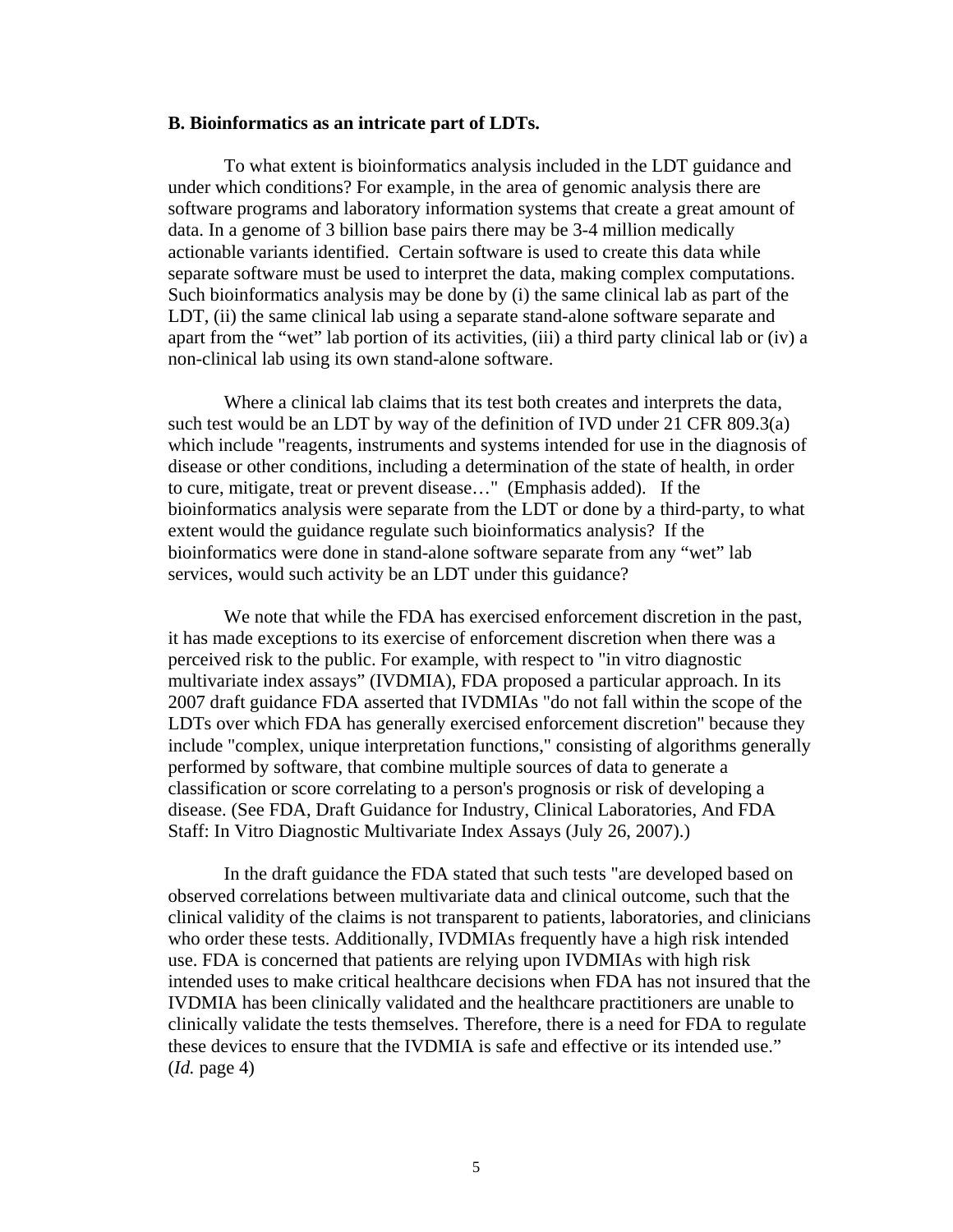**B. Bioinformatics as an intricate part of LDTs.**

To what extent is bioinformatics analysis included in the LDT guidance and under which conditions? For example, in the area of genomic analysis there are software programs and laboratory information systems that create a great amount of data. In a genome of 3 billion base pairs there may be 3-4 million medically actionable variants identified. Certain software is used to create this data while separate software must be used to interpret the data, making complex computations. Such bioinformatics analysis may be done by (i) the same clinical lab as part of the LDT, (ii) the same clinical lab using a separate stand-alone software separate and apart from the "wet" lab portion of its activities, (iii) a third party clinical lab or (iv) a non-clinical lab using its own stand-alone software.

Where a clinical lab claims that its test both creates and interprets the data, such test would be an LDT by way of the definition of IVD under 21 CFR 809.3(a) which include "reagents, instruments and systems intended for use in the diagnosis of disease or other conditions, including a determination of the state of health, in order to cure, mitigate, treat or prevent disease…" (Emphasis added). If the bioinformatics analysis were separate from the LDT or done by a third-party, to what extent would the guidance regulate such bioinformatics analysis? If the bioinformatics were done in stand-alone software separate from any "wet" lab services, would such activity be an LDT under this guidance?

We note that while the FDA has exercised enforcement discretion in the past, it has made exceptions to its exercise of enforcement discretion when there was a perceived risk to the public. For example, with respect to "in vitro diagnostic multivariate index assays" (IVDMIA), FDA proposed a particular approach. In its 2007 draft guidance FDA asserted that IVDMIAs "do not fall within the scope of the LDTs over which FDA has generally exercised enforcement discretion" because they include "complex, unique interpretation functions," consisting of algorithms generally performed by software, that combine multiple sources of data to generate a classification or score correlating to a person's prognosis or risk of developing a disease. (See FDA, Draft Guidance for Industry, Clinical Laboratories, And FDA Staff: In Vitro Diagnostic Multivariate Index Assays (July 26, 2007).)

In the draft guidance the FDA stated that such tests "are developed based on observed correlations between multivariate data and clinical outcome, such that the clinical validity of the claims is not transparent to patients, laboratories, and clinicians who order these tests. Additionally, IVDMIAs frequently have a high risk intended use. FDA is concerned that patients are relying upon IVDMIAs with high risk intended uses to make critical healthcare decisions when FDA has not insured that the IVDMIA has been clinically validated and the healthcare practitioners are unable to clinically validate the tests themselves. Therefore, there is a need for FDA to regulate these devices to ensure that the IVDMIA is safe and effective or its intended use." (*Id.* page 4)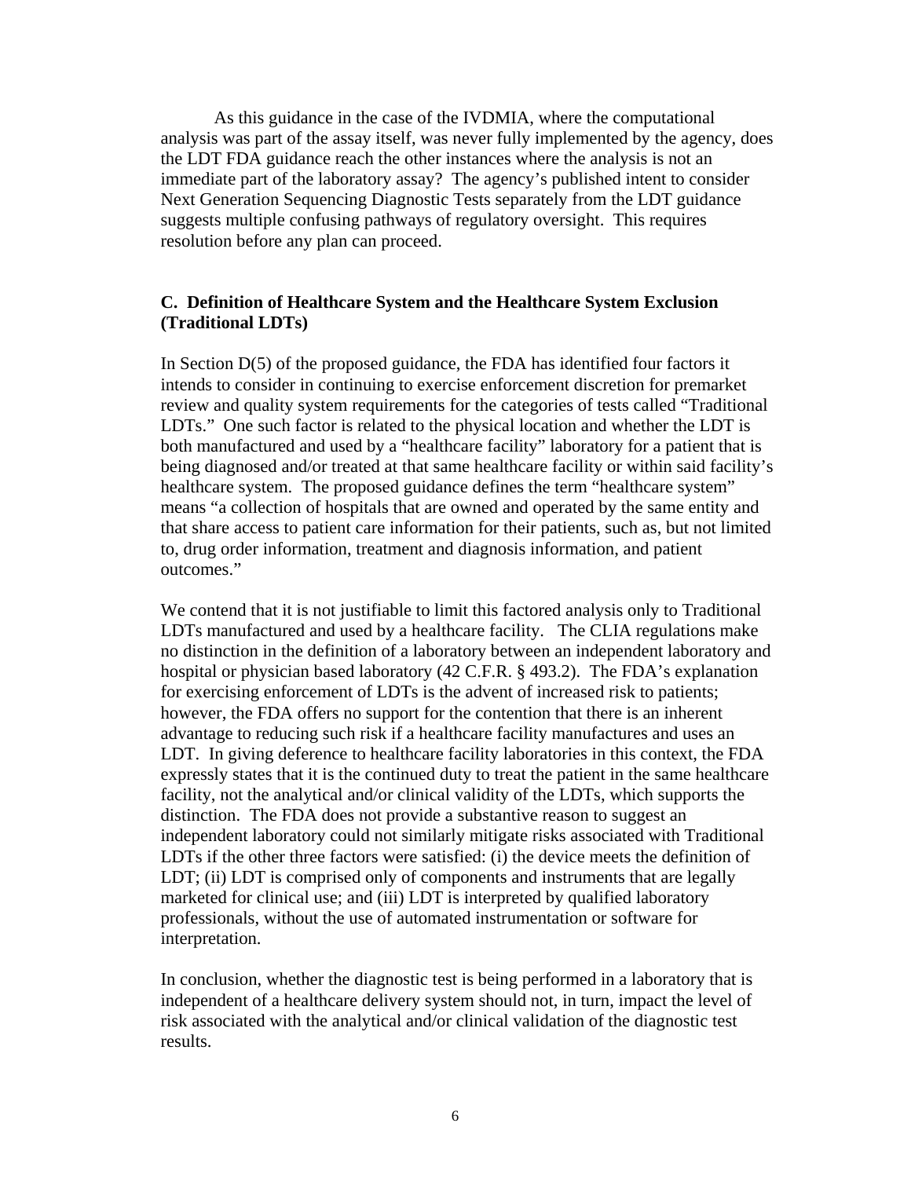As this guidance in the case of the IVDMIA, where the computational analysis was part of the assay itself, was never fully implemented by the agency, does the LDT FDA guidance reach the other instances where the analysis is not an immediate part of the laboratory assay? The agency's published intent to consider Next Generation Sequencing Diagnostic Tests separately from the LDT guidance suggests multiple confusing pathways of regulatory oversight. This requires resolution before any plan can proceed.

### C. Definition of Healthcare System and the Healthcare System Exclusion (Traditional LDTs)

In Section D(5) of the proposed guidance, the FDA has identified four factors it intends to consider in continuing to exercise enforcement discretion for premarket review and quality system requirements for the categories of tests called "Traditional LDTs." One such factor is related to the physical location and whether the LDT is both manufactured and used by a "healthcare facility" laboratory for a patient that is being diagnosed and/or treated at that same healthcare facility or within said facility's healthcare system. The proposed guidance defines the term "healthcare system" means "a collection of hospitals that are owned and operated by the same entity and that share access to patient care information for their patients, such as, but not limited to, drug order information, treatment and diagnosis information, and patient outcomes."

We contend that it is not justifiable to limit this factored analysis only to Traditional LDTs manufactured and used by a healthcare facility. The CLIA regulations make no distinction in the definition of a laboratory between an independent laboratory and hospital or physician based laboratory (42 C.F.R. § 493.2). The FDA's explanation for exercising enforcement of LDTs is the advent of increased risk to patients; however, the FDA offers no support for the contention that there is an inherent advantage to reducing such risk if a healthcare facility manufactures and uses an LDT. In giving deference to healthcare facility laboratories in this context, the FDA expressly states that it is the continued duty to treat the patient in the same healthcare facility, not the analytical and/or clinical validity of the LDTs, which supports the distinction. The FDA does not provide a substantive reason to suggest an independent laboratory could not similarly mitigate risks associated with Traditional LDTs if the other three factors were satisfied: (i) the device meets the definition of LDT; (ii) LDT is comprised only of components and instruments that are legally marketed for clinical use; and (iii) LDT is interpreted by qualified laboratory professionals, without the use of automated instrumentation or software for interpretation.

In conclusion, whether the diagnostic test is being performed in a laboratory that is independent of a healthcare delivery system should not, in turn, impact the level of risk associated with the analytical and/or clinical validation of the diagnostic test results.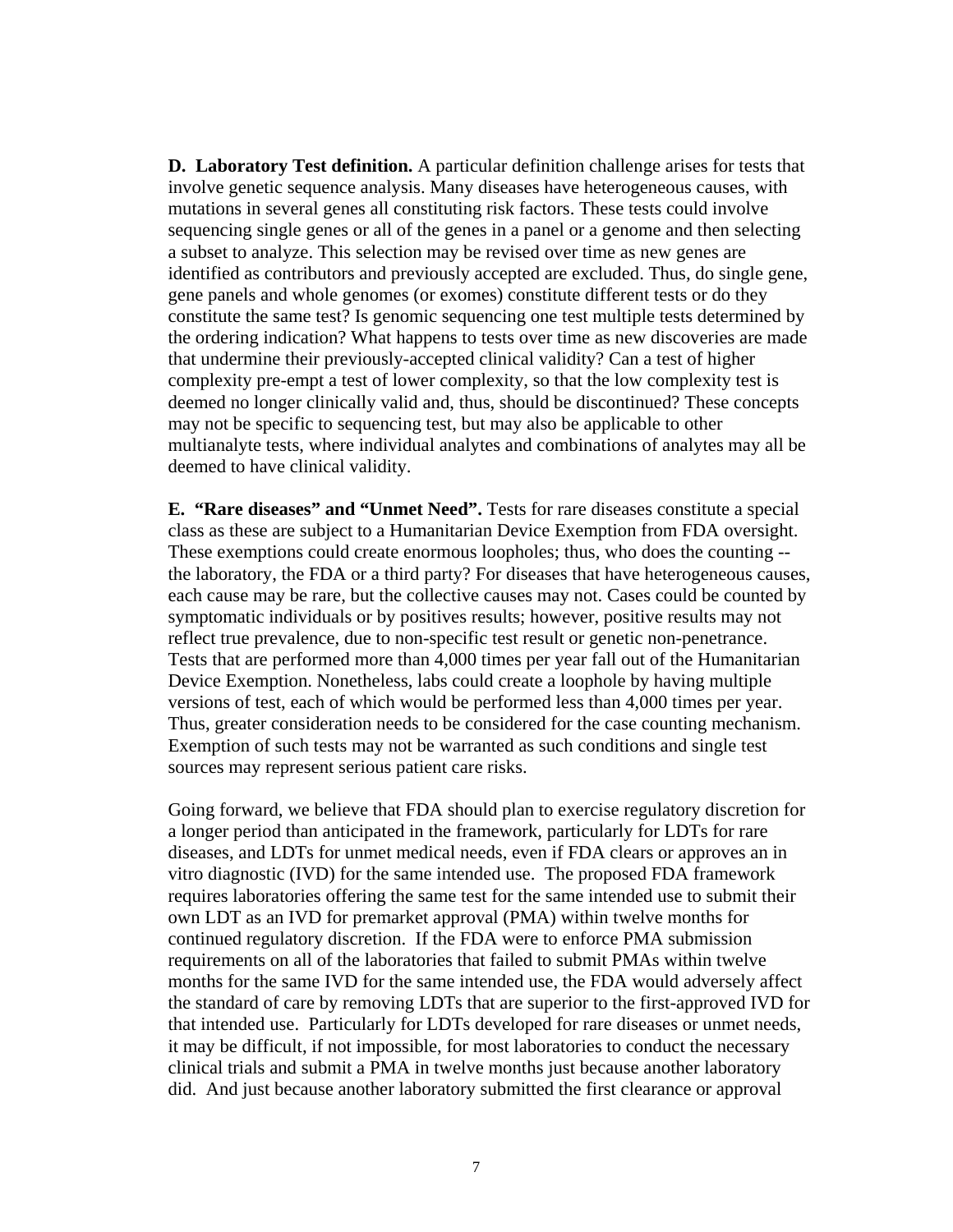**D. Laboratory Test definition.** A particular definition challenge arises for tests that involve genetic sequence analysis. Many diseases have heterogeneous causes, with mutations in several genes all constituting risk factors. These tests could involve sequencing single genes or all of the genes in a panel or a genome and then selecting a subset to analyze. This selection may be revised over time as new genes are identified as contributors and previously accepted are excluded. Thus, do single gene, gene panels and whole genomes (or exomes) constitute different tests or do they constitute the same test? Is genomic sequencing one test multiple tests determined by the ordering indication? What happens to tests over time as new discoveries are made that undermine their previously-accepted clinical validity? Can a test of higher complexity pre-empt a test of lower complexity, so that the low complexity test is deemed no longer clinically valid and, thus, should be discontinued? These concepts may not be specific to sequencing test, but may also be applicable to other multianalyte tests, where individual analytes and combinations of analytes may all be deemed to have clinical validity.

**E. "Rare diseases" and "Unmet Need".** Tests for rare diseases constitute a special class as these are subject to a Humanitarian Device Exemption from FDA oversight. These exemptions could create enormous loopholes; thus, who does the counting -- the laboratory, the FDA or a third party? For diseases that have heterogeneous causes, each cause may be rare, but the collective causes may not. Cases could be counted by symptomatic individuals or by positives results; however, positive results may not reflect true prevalence, due to non-specific test result or genetic non-penetrance. Tests that are performed more than 4,000 times per year fall out of the Humanitarian Device Exemption. Nonetheless, labs could create a loophole by having multiple versions of test, each of which would be performed less than 4,000 times per year. Thus, greater consideration needs to be considered for the case counting mechanism. Exemption of such tests may not be warranted as such conditions and single test sources may represent serious patient care risks.

Going forward, we believe that FDA should plan to exercise regulatory discretion for a longer period than anticipated in the framework, particularly for LDTs for rare diseases, and LDTs for unmet medical needs, even if FDA clears or approves an in vitro diagnostic (IVD) for the same intended use. The proposed FDA framework requires laboratories offering the same test for the same intended use to submit their own LDT as an IVD for premarket approval (PMA) within twelve months for continued regulatory discretion. If the FDA were to enforce PMA submission requirements on all of the laboratories that failed to submit PMAs within twelve months for the same IVD for the same intended use, the FDA would adversely affect the standard of care by removing LDTs that are superior to the first-approved IVD for that intended use. Particularly for LDTs developed for rare diseases or unmet needs, it may be difficult, if not impossible, for most laboratories to conduct the necessary clinical trials and submit a PMA in twelve months just because another laboratory did. And just because another laboratory submitted the first clearance or approval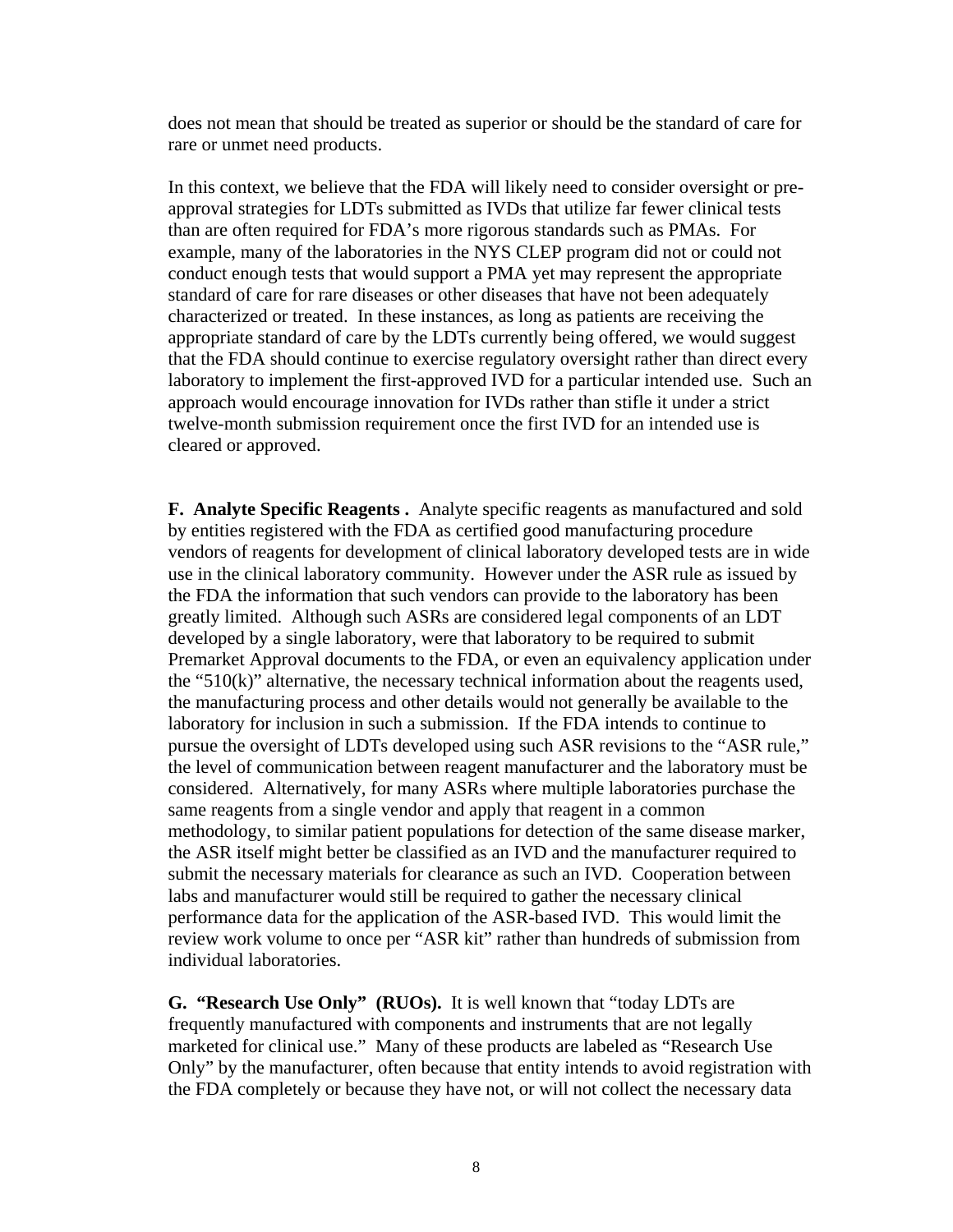does not mean that should be treated as superior or should be the standard of care for rare or unmet need products.

In this context, we believe that the FDA will likely need to consider oversight or pre-approval strategies for LDTs submitted as IVDs that utilize far fewer clinical tests than are often required for FDA's more rigorous standards such as PMAs. For example, many of the laboratories in the NYS CLEP program did not or could not conduct enough tests that would support a PMA yet may represent the appropriate standard of care for rare diseases or other diseases that have not been adequately characterized or treated. In these instances, as long as patients are receiving the appropriate standard of care by the LDTs currently being offered, we would suggest that the FDA should continue to exercise regulatory oversight rather than direct every laboratory to implement the first-approved IVD for a particular intended use. Such an approach would encourage innovation for IVDs rather than stifle it under a strict twelve-month submission requirement once the first IVD for an intended use is cleared or approved.

**F. Analyte Specific Reagents .** Analyte specific reagents as manufactured and sold by entities registered with the FDA as certified good manufacturing procedure vendors of reagents for development of clinical laboratory developed tests are in wide use in the clinical laboratory community. However under the ASR rule as issued by the FDA the information that such vendors can provide to the laboratory has been greatly limited. Although such ASRs are considered legal components of an LDT developed by a single laboratory, were that laboratory to be required to submit Premarket Approval documents to the FDA, or even an equivalency application under the "510(k)" alternative, the necessary technical information about the reagents used, the manufacturing process and other details would not generally be available to the laboratory for inclusion in such a submission. If the FDA intends to continue to pursue the oversight of LDTs developed using such ASR revisions to the "ASR rule," the level of communication between reagent manufacturer and the laboratory must be considered. Alternatively, for many ASRs where multiple laboratories purchase the same reagents from a single vendor and apply that reagent in a common methodology, to similar patient populations for detection of the same disease marker, the ASR itself might better be classified as an IVD and the manufacturer required to submit the necessary materials for clearance as such an IVD. Cooperation between labs and manufacturer would still be required to gather the necessary clinical performance data for the application of the ASR-based IVD. This would limit the review work volume to once per "ASR kit" rather than hundreds of submission from individual laboratories.

**G. "Research Use Only" (RUOs).** It is well known that "today LDTs are frequently manufactured with components and instruments that are not legally marketed for clinical use." Many of these products are labeled as "Research Use Only" by the manufacturer, often because that entity intends to avoid registration with the FDA completely or because they have not, or will not collect the necessary data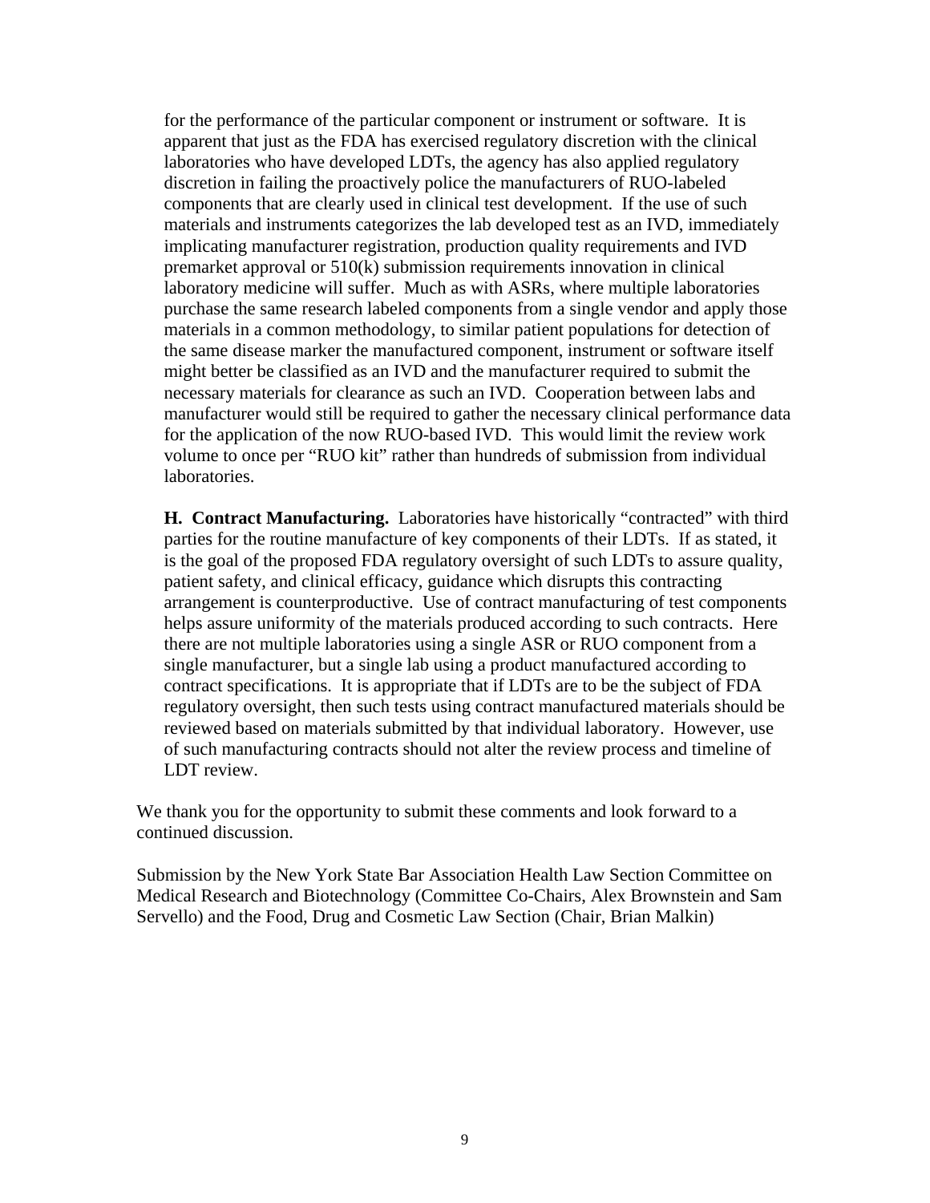for the performance of the particular component or instrument or software. It is apparent that just as the FDA has exercised regulatory discretion with the clinical laboratories who have developed LDTs, the agency has also applied regulatory discretion in failing the proactively police the manufacturers of RUO-labeled components that are clearly used in clinical test development. If the use of such materials and instruments categorizes the lab developed test as an IVD, immediately implicating manufacturer registration, production quality requirements and IVD premarket approval or 510(k) submission requirements innovation in clinical laboratory medicine will suffer. Much as with ASRs, where multiple laboratories purchase the same research labeled components from a single vendor and apply those materials in a common methodology, to similar patient populations for detection of the same disease marker the manufactured component, instrument or software itself might better be classified as an IVD and the manufacturer required to submit the necessary materials for clearance as such an IVD. Cooperation between labs and manufacturer would still be required to gather the necessary clinical performance data for the application of the now RUO-based IVD. This would limit the review work volume to once per "RUO kit" rather than hundreds of submission from individual laboratories.

**H. Contract Manufacturing.** Laboratories have historically "contracted" with third parties for the routine manufacture of key components of their LDTs. If as stated, it is the goal of the proposed FDA regulatory oversight of such LDTs to assure quality, patient safety, and clinical efficacy, guidance which disrupts this contracting arrangement is counterproductive. Use of contract manufacturing of test components helps assure uniformity of the materials produced according to such contracts. Here there are not multiple laboratories using a single ASR or RUO component from a single manufacturer, but a single lab using a product manufactured according to contract specifications. It is appropriate that if LDTs are to be the subject of FDA regulatory oversight, then such tests using contract manufactured materials should be reviewed based on materials submitted by that individual laboratory. However, use of such manufacturing contracts should not alter the review process and timeline of LDT review.

We thank you for the opportunity to submit these comments and look forward to a continued discussion.

Submission by the New York State Bar Association Health Law Section Committee on Medical Research and Biotechnology (Committee Co-Chairs, Alex Brownstein and Sam Servello) and the Food, Drug and Cosmetic Law Section (Chair, Brian Malkin)